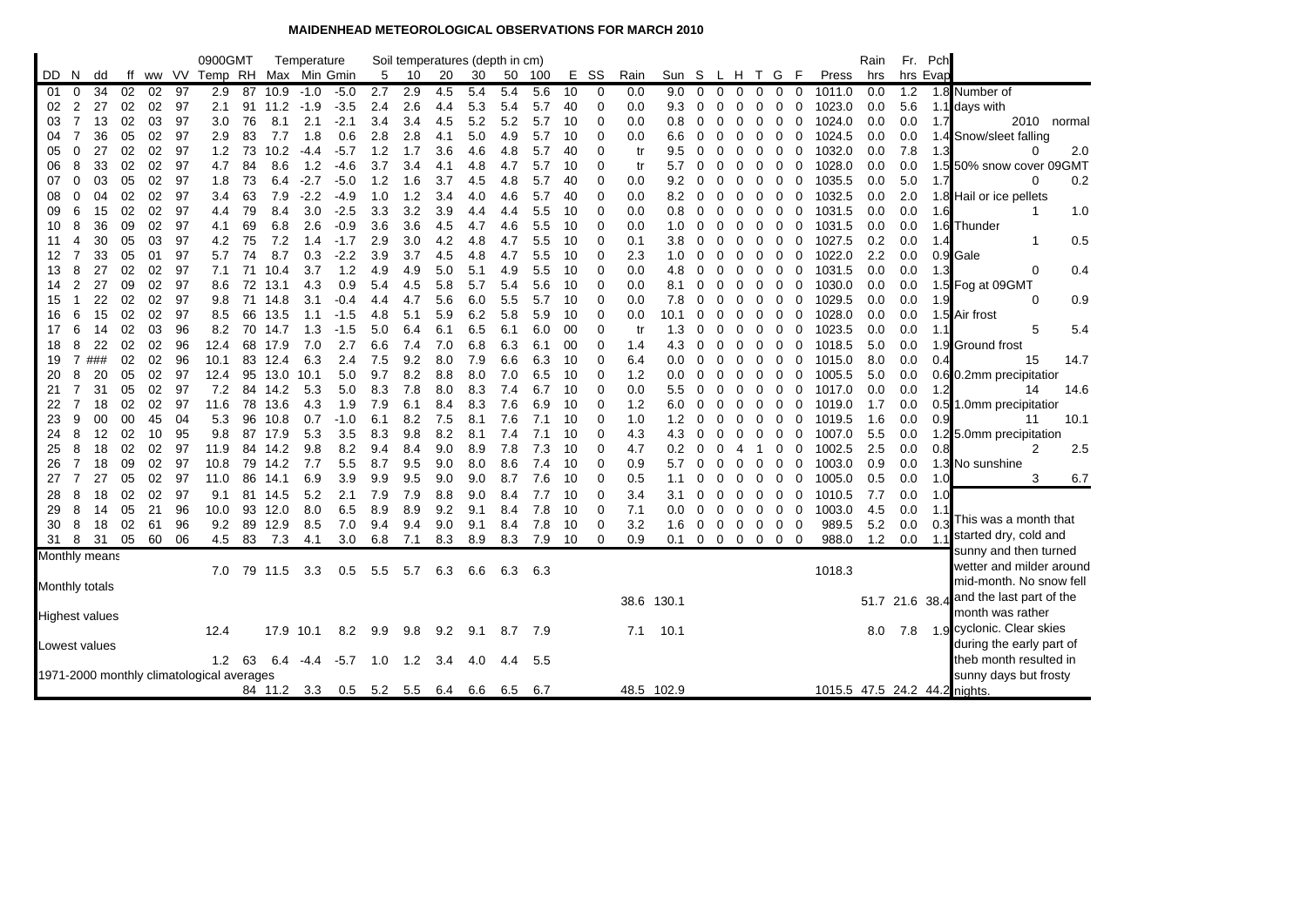# MAIDENHEAD METEOROLOGICAL OBSERVATIONS FOR MARCH 2010

| DD | N | dd | ff | ww | VV | 0900GMT Temp | RH | Temperature Max | Min | Gmin | Soil temperatures (depth in cm) 5 | 10 | 20 | 30 | 50 | 100 | E | SS | Rain | Sun | S | L | H | T | G | F | Press | Rain hrs | Fr. hrs | Pch Evap |
|---|---|---|---|---|---|---|---|---|---|---|---|---|---|---|---|---|---|---|---|---|---|---|---|---|---|---|---|---|---|---|
| 01 | 0 | 34 | 02 | 02 | 97 | 2.9 | 87 | 10.9 | -1.0 | -5.0 | 2.7 | 2.9 | 4.5 | 5.4 | 5.4 | 5.6 | 10 | 0 | 0.0 | 9.0 | 0 | 0 | 0 | 0 | 0 | 0 | 1011.0 | 0.0 | 1.2 | 1.8 |
| 02 | 2 | 27 | 02 | 02 | 97 | 2.1 | 91 | 11.2 | -1.9 | -3.5 | 2.4 | 2.6 | 4.4 | 5.3 | 5.4 | 5.7 | 40 | 0 | 0.0 | 9.3 | 0 | 0 | 0 | 0 | 0 | 0 | 1023.0 | 0.0 | 5.6 | 1.1 |
| 03 | 7 | 13 | 02 | 03 | 97 | 3.0 | 76 | 8.1 | 2.1 | -2.1 | 3.4 | 3.4 | 4.5 | 5.2 | 5.2 | 5.7 | 10 | 0 | 0.0 | 0.8 | 0 | 0 | 0 | 0 | 0 | 0 | 1024.0 | 0.0 | 0.0 | 1.7 |
| 04 | 7 | 36 | 05 | 02 | 97 | 2.9 | 83 | 7.7 | 1.8 | 0.6 | 2.8 | 2.8 | 4.1 | 5.0 | 4.9 | 5.7 | 10 | 0 | 0.0 | 6.6 | 0 | 0 | 0 | 0 | 0 | 0 | 1024.5 | 0.0 | 0.0 | 1.4 |
| 05 | 0 | 27 | 02 | 02 | 97 | 1.2 | 73 | 10.2 | -4.4 | -5.7 | 1.2 | 1.7 | 3.6 | 4.6 | 4.8 | 5.7 | 40 | 0 | tr | 9.5 | 0 | 0 | 0 | 0 | 0 | 0 | 1032.0 | 0.0 | 7.8 | 1.3 |
| 06 | 8 | 33 | 02 | 02 | 97 | 4.7 | 84 | 8.6 | 1.2 | -4.6 | 3.7 | 3.4 | 4.1 | 4.8 | 4.7 | 5.7 | 10 | 0 | tr | 5.7 | 0 | 0 | 0 | 0 | 0 | 0 | 1028.0 | 0.0 | 0.0 | 1.5 |
| 07 | 0 | 03 | 05 | 02 | 97 | 1.8 | 73 | 6.4 | -2.7 | -5.0 | 1.2 | 1.6 | 3.7 | 4.5 | 4.8 | 5.7 | 40 | 0 | 0.0 | 9.2 | 0 | 0 | 0 | 0 | 0 | 0 | 1035.5 | 0.0 | 5.0 | 1.7 |
| 08 | 0 | 04 | 02 | 02 | 97 | 3.4 | 63 | 7.9 | -2.2 | -4.9 | 1.0 | 1.2 | 3.4 | 4.0 | 4.6 | 5.7 | 40 | 0 | 0.0 | 8.2 | 0 | 0 | 0 | 0 | 0 | 0 | 1032.5 | 0.0 | 2.0 | 1.8 |
| 09 | 6 | 15 | 02 | 02 | 97 | 4.4 | 79 | 8.4 | 3.0 | -2.5 | 3.3 | 3.2 | 3.9 | 4.4 | 4.4 | 5.5 | 10 | 0 | 0.0 | 0.8 | 0 | 0 | 0 | 0 | 0 | 0 | 1031.5 | 0.0 | 0.0 | 1.6 |
| 10 | 8 | 36 | 09 | 02 | 97 | 4.1 | 69 | 6.8 | 2.6 | -0.9 | 3.6 | 3.6 | 4.5 | 4.7 | 4.6 | 5.5 | 10 | 0 | 0.0 | 1.0 | 0 | 0 | 0 | 0 | 0 | 0 | 1031.5 | 0.0 | 0.0 | 1.6 |
| 11 | 4 | 30 | 05 | 03 | 97 | 4.2 | 75 | 7.2 | 1.4 | -1.7 | 2.9 | 3.0 | 4.2 | 4.8 | 4.7 | 5.5 | 10 | 0 | 0.1 | 3.8 | 0 | 0 | 0 | 0 | 0 | 0 | 1027.5 | 0.2 | 0.0 | 1.4 |
| 12 | 7 | 33 | 05 | 01 | 97 | 5.7 | 74 | 8.7 | 0.3 | -2.2 | 3.9 | 3.7 | 4.5 | 4.8 | 4.7 | 5.5 | 10 | 0 | 2.3 | 1.0 | 0 | 0 | 0 | 0 | 0 | 0 | 1022.0 | 2.2 | 0.0 | 0.9 |
| 13 | 8 | 27 | 02 | 02 | 97 | 7.1 | 71 | 10.4 | 3.7 | 1.2 | 4.9 | 4.9 | 5.0 | 5.1 | 4.9 | 5.5 | 10 | 0 | 0.0 | 4.8 | 0 | 0 | 0 | 0 | 0 | 0 | 1031.5 | 0.0 | 0.0 | 1.3 |
| 14 | 2 | 27 | 09 | 02 | 97 | 8.6 | 72 | 13.1 | 4.3 | 0.9 | 5.4 | 4.5 | 5.8 | 5.7 | 5.4 | 5.6 | 10 | 0 | 0.0 | 8.1 | 0 | 0 | 0 | 0 | 0 | 0 | 1030.0 | 0.0 | 0.0 | 1.5 |
| 15 | 1 | 22 | 02 | 02 | 97 | 9.8 | 71 | 14.8 | 3.1 | -0.4 | 4.4 | 4.7 | 5.6 | 6.0 | 5.5 | 5.7 | 10 | 0 | 0.0 | 7.8 | 0 | 0 | 0 | 0 | 0 | 0 | 1029.5 | 0.0 | 0.0 | 1.9 |
| 16 | 6 | 15 | 02 | 02 | 97 | 8.5 | 66 | 13.5 | 1.1 | -1.5 | 4.8 | 5.1 | 5.9 | 6.2 | 5.8 | 5.9 | 10 | 0 | 0.0 | 10.1 | 0 | 0 | 0 | 0 | 0 | 0 | 1028.0 | 0.0 | 0.0 | 1.5 |
| 17 | 6 | 14 | 02 | 03 | 96 | 8.2 | 70 | 14.7 | 1.3 | -1.5 | 5.0 | 6.4 | 6.1 | 6.5 | 6.1 | 6.0 | 00 | 0 | tr | 1.3 | 0 | 0 | 0 | 0 | 0 | 0 | 1023.5 | 0.0 | 0.0 | 1.1 |
| 18 | 8 | 22 | 02 | 02 | 96 | 12.4 | 68 | 17.9 | 7.0 | 2.7 | 6.6 | 7.4 | 7.0 | 6.8 | 6.3 | 6.1 | 00 | 0 | 1.4 | 4.3 | 0 | 0 | 0 | 0 | 0 | 0 | 1018.5 | 5.0 | 0.0 | 1.9 |
| 19 | 7 | ### | 02 | 02 | 96 | 10.1 | 83 | 12.4 | 6.3 | 2.4 | 7.5 | 9.2 | 8.0 | 7.9 | 6.6 | 6.3 | 10 | 0 | 6.4 | 0.0 | 0 | 0 | 0 | 0 | 0 | 0 | 1015.0 | 8.0 | 0.0 | 0.4 |
| 20 | 8 | 20 | 05 | 02 | 97 | 12.4 | 95 | 13.0 | 10.1 | 5.0 | 9.7 | 8.2 | 8.8 | 8.0 | 7.0 | 6.5 | 10 | 0 | 1.2 | 0.0 | 0 | 0 | 0 | 0 | 0 | 0 | 1005.5 | 5.0 | 0.0 | 0.6 |
| 21 | 7 | 31 | 05 | 02 | 97 | 7.2 | 84 | 14.2 | 5.3 | 5.0 | 8.3 | 7.8 | 8.0 | 8.3 | 7.4 | 6.7 | 10 | 0 | 0.0 | 5.5 | 0 | 0 | 0 | 0 | 0 | 0 | 1017.0 | 0.0 | 0.0 | 1.2 |
| 22 | 7 | 18 | 02 | 02 | 97 | 11.6 | 78 | 13.6 | 4.3 | 1.9 | 7.9 | 6.1 | 8.4 | 8.3 | 7.6 | 6.9 | 10 | 0 | 1.2 | 6.0 | 0 | 0 | 0 | 0 | 0 | 0 | 1019.0 | 1.7 | 0.0 | 0.5 |
| 23 | 9 | 00 | 00 | 45 | 04 | 5.3 | 96 | 10.8 | 0.7 | -1.0 | 6.1 | 8.2 | 7.5 | 8.1 | 7.6 | 7.1 | 10 | 0 | 1.0 | 1.2 | 0 | 0 | 0 | 0 | 0 | 0 | 1019.5 | 1.6 | 0.0 | 0.9 |
| 24 | 8 | 12 | 02 | 10 | 95 | 9.8 | 87 | 17.9 | 5.3 | 3.5 | 8.3 | 9.8 | 8.2 | 8.1 | 7.4 | 7.1 | 10 | 0 | 4.3 | 4.3 | 0 | 0 | 0 | 0 | 0 | 0 | 1007.0 | 5.5 | 0.0 | 1.2 |
| 25 | 8 | 18 | 02 | 02 | 97 | 11.9 | 84 | 14.2 | 9.8 | 8.2 | 9.4 | 8.4 | 9.0 | 8.9 | 7.8 | 7.3 | 10 | 0 | 4.7 | 0.2 | 0 | 0 | 4 | 1 | 0 | 0 | 1002.5 | 2.5 | 0.0 | 0.8 |
| 26 | 7 | 18 | 09 | 02 | 97 | 10.8 | 79 | 14.2 | 7.7 | 5.5 | 8.7 | 9.5 | 9.0 | 8.0 | 8.6 | 7.4 | 10 | 0 | 0.9 | 5.7 | 0 | 0 | 0 | 0 | 0 | 0 | 1003.0 | 0.9 | 0.0 | 1.3 |
| 27 | 7 | 27 | 05 | 02 | 97 | 11.0 | 86 | 14.1 | 6.9 | 3.9 | 9.9 | 9.5 | 9.0 | 9.0 | 8.7 | 7.6 | 10 | 0 | 0.5 | 1.1 | 0 | 0 | 0 | 0 | 0 | 0 | 1005.0 | 0.5 | 0.0 | 1.0 |
| 28 | 8 | 18 | 02 | 02 | 97 | 9.1 | 81 | 14.5 | 5.2 | 2.1 | 7.9 | 7.9 | 8.8 | 9.0 | 8.4 | 7.7 | 10 | 0 | 3.4 | 3.1 | 0 | 0 | 0 | 0 | 0 | 0 | 1010.5 | 7.7 | 0.0 | 1.0 |
| 29 | 8 | 14 | 05 | 21 | 96 | 10.0 | 93 | 12.0 | 8.0 | 6.5 | 8.9 | 8.9 | 9.2 | 9.1 | 8.4 | 7.8 | 10 | 0 | 7.1 | 0.0 | 0 | 0 | 0 | 0 | 0 | 0 | 1003.0 | 4.5 | 0.0 | 1.1 |
| 30 | 8 | 18 | 02 | 61 | 96 | 9.2 | 89 | 12.9 | 8.5 | 7.0 | 9.4 | 9.4 | 9.0 | 9.1 | 8.4 | 7.8 | 10 | 0 | 3.2 | 1.6 | 0 | 0 | 0 | 0 | 0 | 0 | 989.5 | 5.2 | 0.0 | 0.3 |
| 31 | 8 | 31 | 05 | 60 | 06 | 4.5 | 83 | 7.3 | 4.1 | 3.0 | 6.8 | 7.1 | 8.3 | 8.9 | 8.3 | 7.9 | 10 | 0 | 0.9 | 0.1 | 0 | 0 | 0 | 0 | 0 | 0 | 988.0 | 1.2 | 0.0 | 1.1 |
| Monthly means | | | | | | 7.0 | 79 | 11.5 | 3.3 | 0.5 | 5.5 | 5.7 | 6.3 | 6.6 | 6.3 | 6.3 | | | | | | | | | | | 1018.3 | | | |
| Monthly totals | | | | | | | | | | | | | | | | | | | 38.6 | 130.1 | | | | | | | | 51.7 | 21.6 | 38.4 |
| Highest values | | | | | | 12.4 | | 17.9 | 10.1 | 8.2 | 9.9 | 9.8 | 9.2 | 9.1 | 8.7 | 7.9 | | | 7.1 | 10.1 | | | | | | | | 8.0 | 7.8 | 1.9 |
| Lowest values | | | | | | 1.2 | 63 | 6.4 | -4.4 | -5.7 | 1.0 | 1.2 | 3.4 | 4.0 | 4.4 | 5.5 | | | | | | | | | | | | | | |
| 1971-2000 monthly climatological averages | | | | | | | 84 | 11.2 | 3.3 | 0.5 | 5.2 | 5.5 | 6.4 | 6.6 | 6.5 | 6.7 | | | 48.5 | 102.9 | | | | | | | 1015.5 | 47.5 | 24.2 | 44.2 |

| Number of days with | 2010 | normal |
|---|---|---|
| Snow/sleet falling | 0 | 2.0 |
| 50% snow cover 09GMT | 0 | 0.2 |
| Hail or ice pellets | 1 | 1.0 |
| Thunder | 1 | 0.5 |
| Gale | 0 | 0.4 |
| Fog at 09GMT | 0 | 0.9 |
| Air frost | 5 | 5.4 |
| Ground frost | 15 | 14.7 |
| 0.2mm precipitation | 14 | 14.6 |
| 1.0mm precipitation | 11 | 10.1 |
| 5.0mm precipitation | 2 | 2.5 |
| No sunshine | 3 | 6.7 |

This was a month that started dry, cold and sunny and then turned wetter and milder around mid-month. No snow fell and the last part of the month was rather cyclonic. Clear skies during the early part of theb month resulted in sunny days but frosty nights.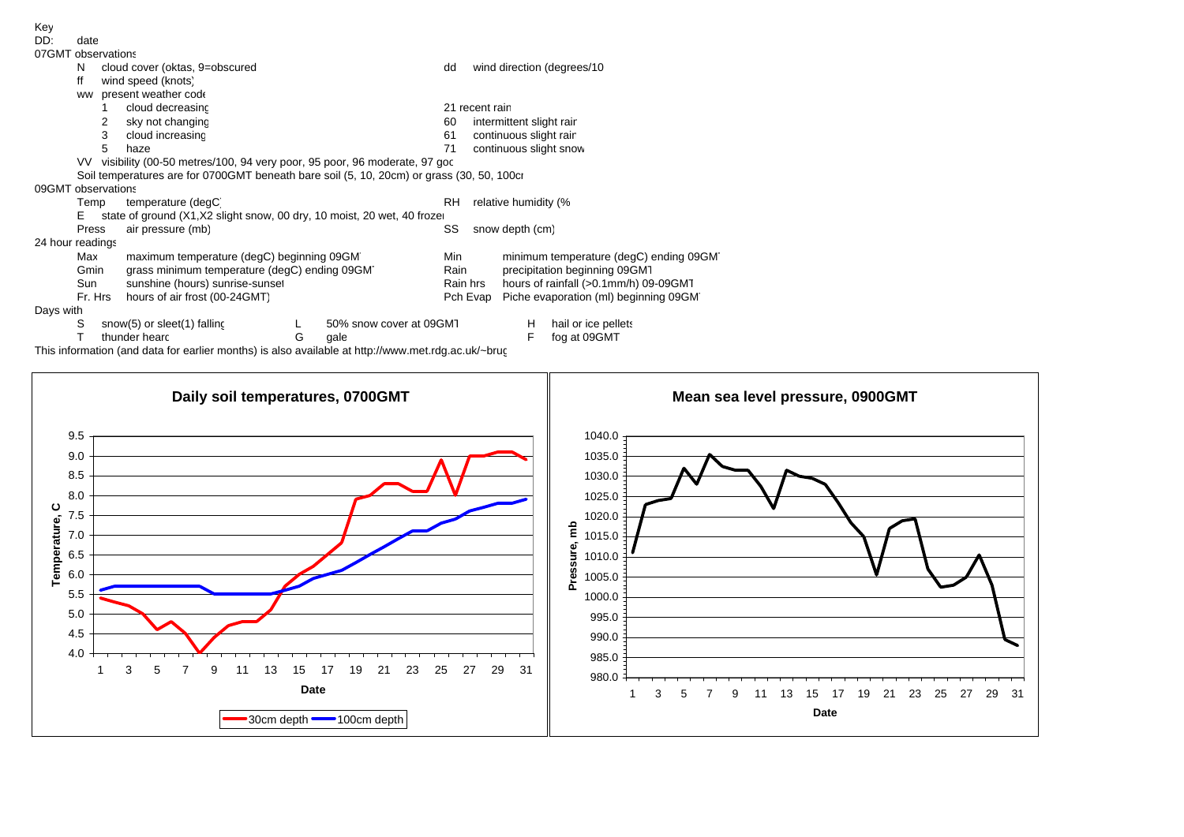Key

DD: date

07GMT observations

- N cloud cover (oktas, 9=obscured
- ff wind speed (knots)
- ww present weather code
  - 1 cloud decreasing
  - 2 sky not changing
  - 3 cloud increasing
  - 5 haze
  - 21 recent rain
  - 60 intermittent slight rain
  - 61 continuous slight rain
  - 71 continuous slight snow
- dd wind direction (degrees/10
- VV visibility (00-50 metres/100, 94 very poor, 95 poor, 96 moderate, 97 goo
- Soil temperatures are for 0700GMT beneath bare soil (5, 10, 20cm) or grass (30, 50, 100cm

09GMT observations

- Temp temperature (degC)
- RH relative humidity (%
- E state of ground (X1,X2 slight snow, 00 dry, 10 moist, 20 wet, 40 frozen
- Press air pressure (mb)
- SS snow depth (cm)

24 hour readings

- Max maximum temperature (degC) beginning 09GMT
- Min minimum temperature (degC) ending 09GMT
- Gmin grass minimum temperature (degC) ending 09GMT
- Rain precipitation beginning 09GMT
- Sun sunshine (hours) sunrise-sunset
- Rain hrs hours of rainfall (>0.1mm/h) 09-09GMT
- Fr. Hrs hours of air frost (00-24GMT)
- Pch Evap Piche evaporation (ml) beginning 09GMT

Days with

- S snow(5) or sleet(1) falling
- L 50% snow cover at 09GMT
- H hail or ice pellets
- T thunder heard
- G gale
- F fog at 09GMT

This information (and data for earlier months) is also available at http://www.met.rdg.ac.uk/~brug

**Daily soil temperatures, 0700GMT**

Temperature, C vs Date — 30cm depth, 100cm depth

**Mean sea level pressure, 0900GMT**

Pressure, mb vs Date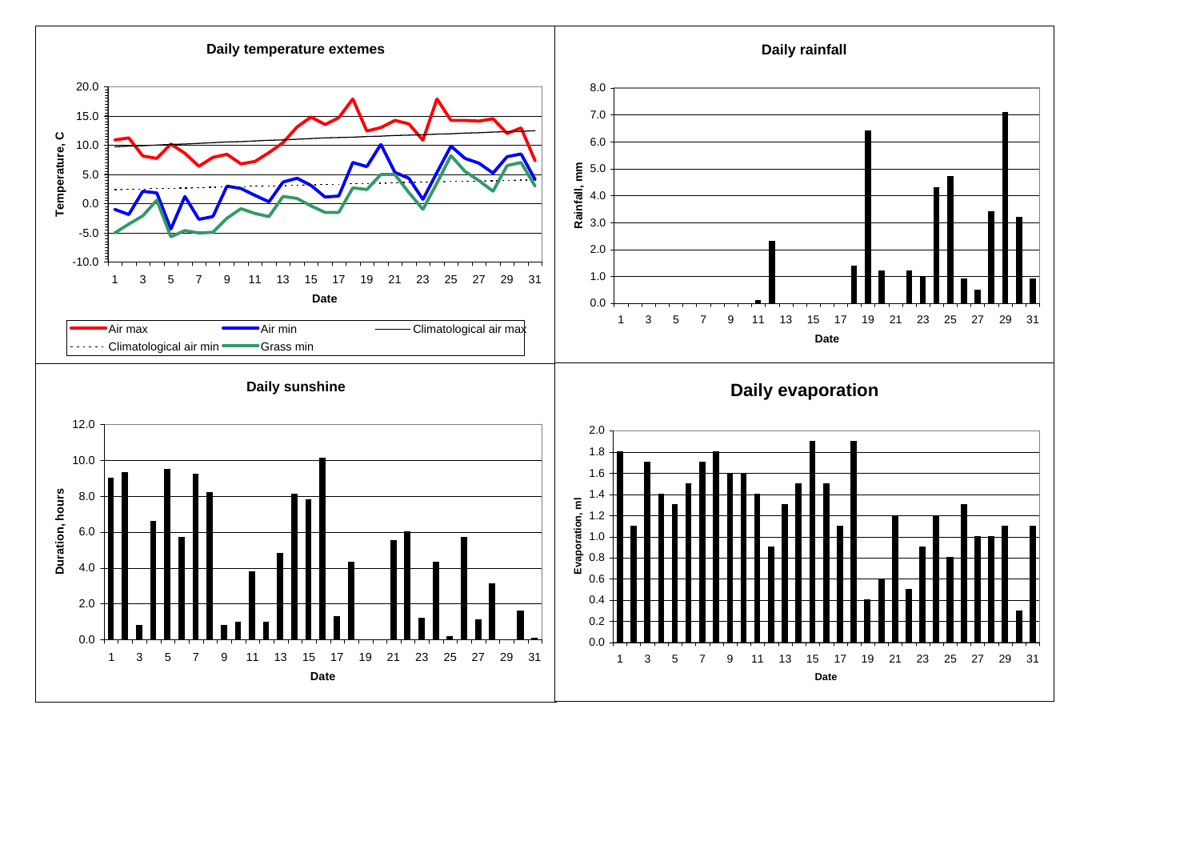**Daily temperature extemes**

Temperature, C

20.0
15.0
10.0
5.0
0.0
-5.0
-10.0

1 3 5 7 9 11 13 15 17 19 21 23 25 27 29 31

Date

Air max
Air min
Climatological air max
Climatological air min
Grass min

**Daily rainfall**

Rainfall, mm

8.0
7.0
6.0
5.0
4.0
3.0
2.0
1.0
0.0

1 3 5 7 9 11 13 15 17 19 21 23 25 27 29 31

Date

**Daily sunshine**

Duration, hours

12.0
10.0
8.0
6.0
4.0
2.0
0.0

1 3 5 7 9 11 13 15 17 19 21 23 25 27 29 31

Date

**Daily evaporation**

Evaporation, ml

2.0
1.8
1.6
1.4
1.2
1.0
0.8
0.6
0.4
0.2
0.0

1 3 5 7 9 11 13 15 17 19 21 23 25 27 29 31

Date